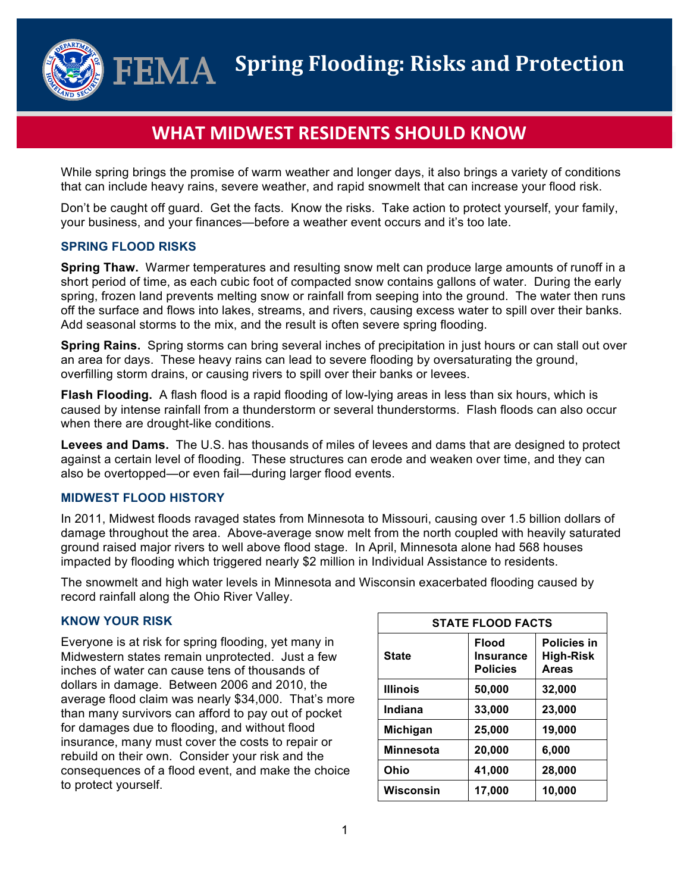# Spring Flooding: Risks and Protection

## WHAT MIDWEST RESIDENTS SHOULD KNOW

While spring brings the promise of warm weather and longer days, it also brings a variety of conditions that can include heavy rains, severe weather, and rapid snowmelt that can increase your flood risk.

Don't be caught off guard. Get the facts. Know the risks. Take action to protect yourself, your family, your business, and your finances—before a weather event occurs and it's too late.

### SPRING FLOOD RISKS

**Spring Thaw.** Warmer temperatures and resulting snow melt can produce large amounts of runoff in a short period of time, as each cubic foot of compacted snow contains gallons of water. During the early spring, frozen land prevents melting snow or rainfall from seeping into the ground. The water then runs off the surface and flows into lakes, streams, and rivers, causing excess water to spill over their banks. Add seasonal storms to the mix, and the result is often severe spring flooding.

**Spring Rains.** Spring storms can bring several inches of precipitation in just hours or can stall out over an area for days. These heavy rains can lead to severe flooding by oversaturating the ground, overfilling storm drains, or causing rivers to spill over their banks or levees.

**Flash Flooding.** A flash flood is a rapid flooding of low-lying areas in less than six hours, which is caused by intense rainfall from a thunderstorm or several thunderstorms. Flash floods can also occur when there are drought-like conditions.

**Levees and Dams.** The U.S. has thousands of miles of levees and dams that are designed to protect against a certain level of flooding. These structures can erode and weaken over time, and they can also be overtopped—or even fail—during larger flood events.

### MIDWEST FLOOD HISTORY

In 2011, Midwest floods ravaged states from Minnesota to Missouri, causing over 1.5 billion dollars of damage throughout the area. Above-average snow melt from the north coupled with heavily saturated ground raised major rivers to well above flood stage. In April, Minnesota alone had 568 houses impacted by flooding which triggered nearly $2 million in Individual Assistance to residents.

The snowmelt and high water levels in Minnesota and Wisconsin exacerbated flooding caused by record rainfall along the Ohio River Valley.

### KNOW YOUR RISK

Everyone is at risk for spring flooding, yet many in Midwestern states remain unprotected. Just a few inches of water can cause tens of thousands of dollars in damage. Between 2006 and 2010, the average flood claim was nearly $34,000. That's more than many survivors can afford to pay out of pocket for damages due to flooding, and without flood insurance, many must cover the costs to repair or rebuild on their own. Consider your risk and the consequences of a flood event, and make the choice to protect yourself.

| STATE FLOOD FACTS | | |
|---|---|---|
| **State** | **Flood Insurance Policies** | **Policies in High-Risk Areas** |
| **Illinois** | **50,000** | **32,000** |
| **Indiana** | **33,000** | **23,000** |
| **Michigan** | **25,000** | **19,000** |
| **Minnesota** | **20,000** | **6,000** |
| **Ohio** | **41,000** | **28,000** |
| **Wisconsin** | **17,000** | **10,000** |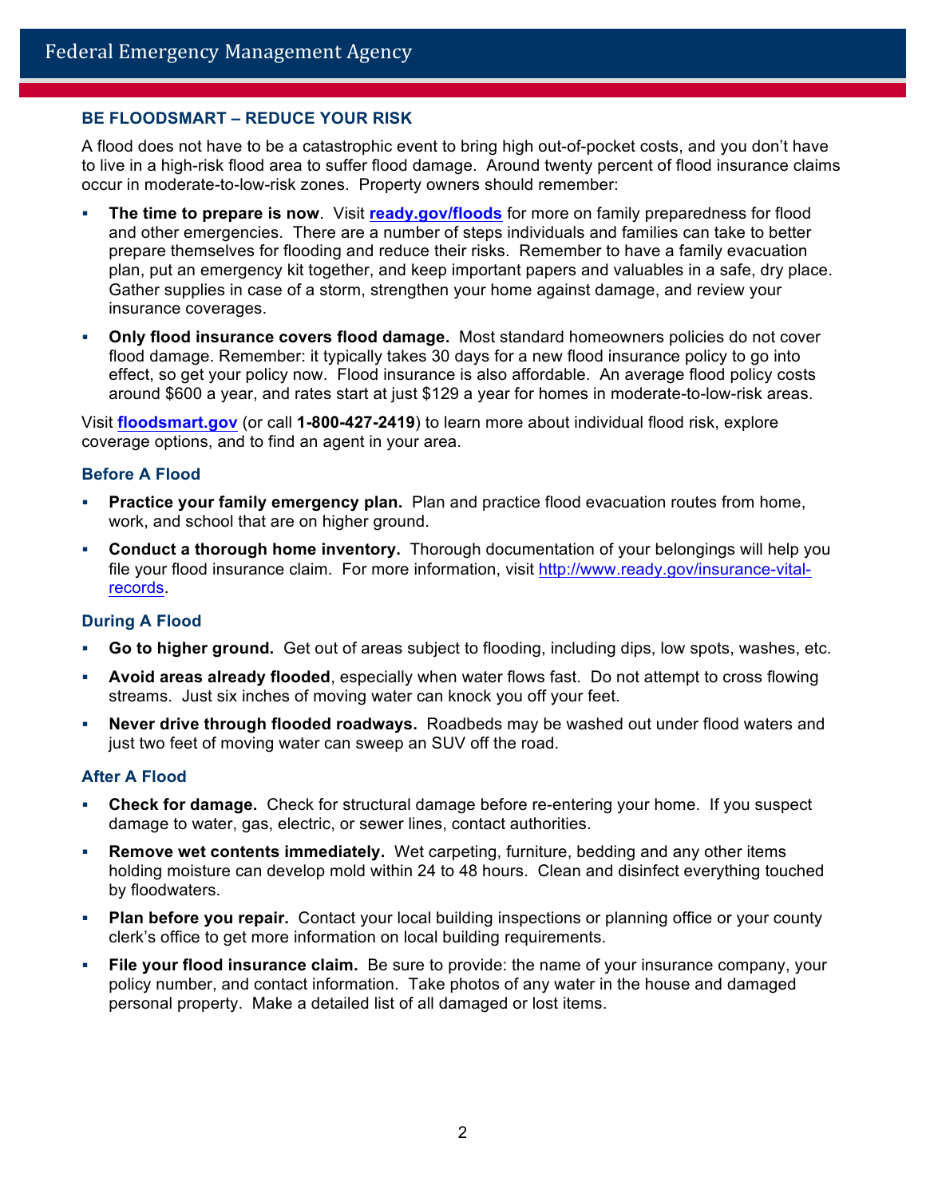## BE FLOODSMART – REDUCE YOUR RISK

A flood does not have to be a catastrophic event to bring high out-of-pocket costs, and you don't have to live in a high-risk flood area to suffer flood damage. Around twenty percent of flood insurance claims occur in moderate-to-low-risk zones. Property owners should remember:

- **The time to prepare is now**. Visit **ready.gov/floods** for more on family preparedness for flood and other emergencies. There are a number of steps individuals and families can take to better prepare themselves for flooding and reduce their risks. Remember to have a family evacuation plan, put an emergency kit together, and keep important papers and valuables in a safe, dry place. Gather supplies in case of a storm, strengthen your home against damage, and review your insurance coverages.
- **Only flood insurance covers flood damage.** Most standard homeowners policies do not cover flood damage. Remember: it typically takes 30 days for a new flood insurance policy to go into effect, so get your policy now. Flood insurance is also affordable. An average flood policy costs around $600 a year, and rates start at just $129 a year for homes in moderate-to-low-risk areas.

Visit **floodsmart.gov** (or call **1-800-427-2419**) to learn more about individual flood risk, explore coverage options, and to find an agent in your area.

### Before A Flood

- **Practice your family emergency plan.** Plan and practice flood evacuation routes from home, work, and school that are on higher ground.
- **Conduct a thorough home inventory.** Thorough documentation of your belongings will help you file your flood insurance claim. For more information, visit http://www.ready.gov/insurance-vital-records.

### During A Flood

- **Go to higher ground.** Get out of areas subject to flooding, including dips, low spots, washes, etc.
- **Avoid areas already flooded**, especially when water flows fast. Do not attempt to cross flowing streams. Just six inches of moving water can knock you off your feet.
- **Never drive through flooded roadways.** Roadbeds may be washed out under flood waters and just two feet of moving water can sweep an SUV off the road.

### After A Flood

- **Check for damage.** Check for structural damage before re-entering your home. If you suspect damage to water, gas, electric, or sewer lines, contact authorities.
- **Remove wet contents immediately.** Wet carpeting, furniture, bedding and any other items holding moisture can develop mold within 24 to 48 hours. Clean and disinfect everything touched by floodwaters.
- **Plan before you repair.** Contact your local building inspections or planning office or your county clerk's office to get more information on local building requirements.
- **File your flood insurance claim.** Be sure to provide: the name of your insurance company, your policy number, and contact information. Take photos of any water in the house and damaged personal property. Make a detailed list of all damaged or lost items.